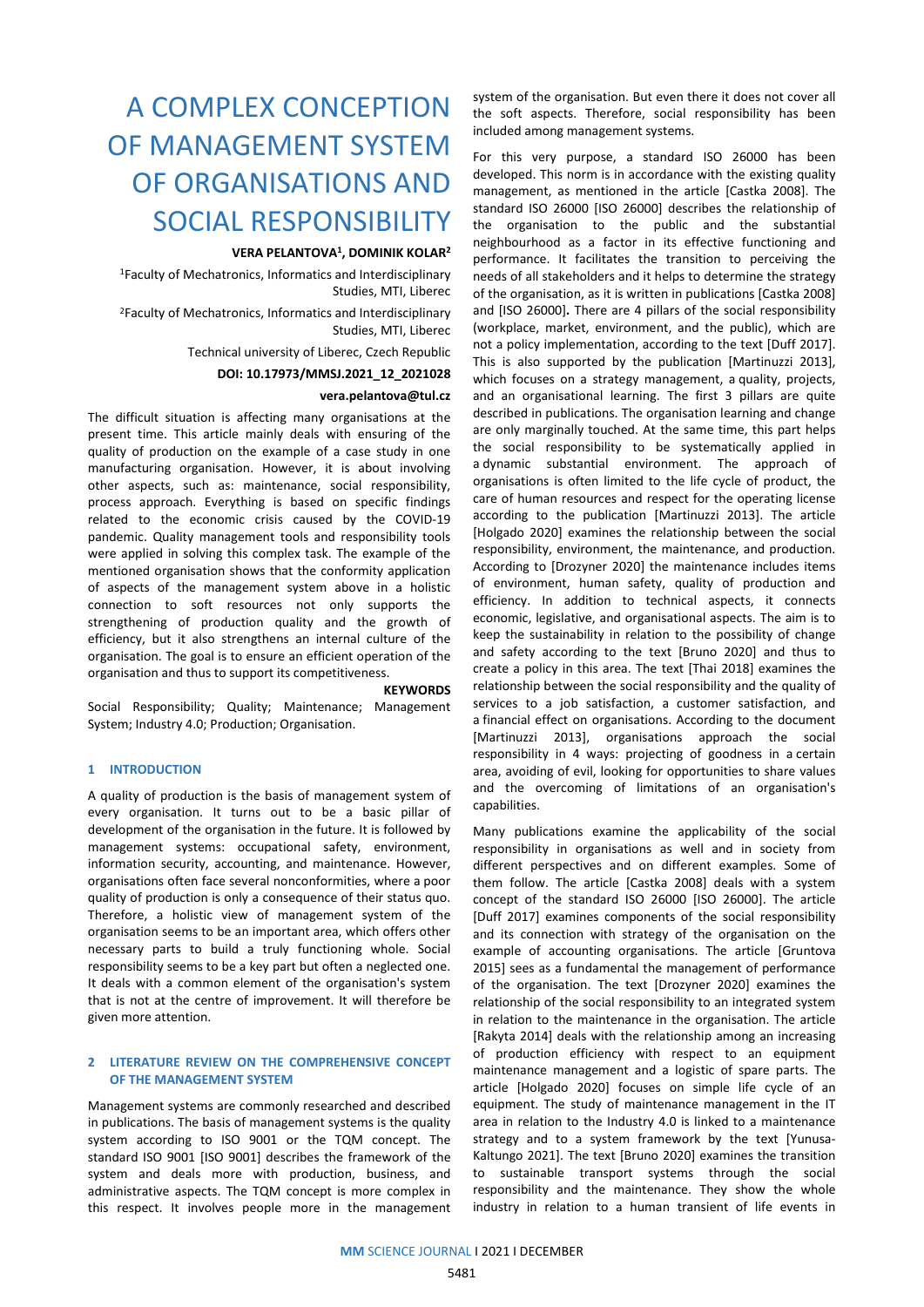# A COMPLEX CONCEPTION OF MANAGEMENT SYSTEM OF ORGANISATIONS AND SOCIAL RESPONSIBILITY

**VERA PELANTOVA[1], DOMINIK KOLAR[2]**

[1]Faculty of Mechatronics, Informatics and Interdisciplinary Studies, MTI, Liberec

[2]Faculty of Mechatronics, Informatics and Interdisciplinary Studies, MTI, Liberec

Technical university of Liberec, Czech Republic

**DOI: 10.17973/MMSJ.2021_12_2021028**

**vera.pelantova@tul.cz**

The difficult situation is affecting many organisations at the present time. This article mainly deals with ensuring of the quality of production on the example of a case study in one manufacturing organisation. However, it is about involving other aspects, such as: maintenance, social responsibility, process approach. Everything is based on specific findings related to the economic crisis caused by the COVID-19 pandemic. Quality management tools and responsibility tools were applied in solving this complex task. The example of the mentioned organisation shows that the conformity application of aspects of the management system above in a holistic connection to soft resources not only supports the strengthening of production quality and the growth of efficiency, but it also strengthens an internal culture of the organisation. The goal is to ensure an efficient operation of the organisation and thus to support its competitiveness.

**KEYWORDS**

Social Responsibility; Quality; Maintenance; Management System; Industry 4.0; Production; Organisation.

## 1 INTRODUCTION

A quality of production is the basis of management system of every organisation. It turns out to be a basic pillar of development of the organisation in the future. It is followed by management systems: occupational safety, environment, information security, accounting, and maintenance. However, organisations often face several nonconformities, where a poor quality of production is only a consequence of their status quo. Therefore, a holistic view of management system of the organisation seems to be an important area, which offers other necessary parts to build a truly functioning whole. Social responsibility seems to be a key part but often a neglected one. It deals with a common element of the organisation's system that is not at the centre of improvement. It will therefore be given more attention.

## 2 LITERATURE REVIEW ON THE COMPREHENSIVE CONCEPT OF THE MANAGEMENT SYSTEM

Management systems are commonly researched and described in publications. The basis of management systems is the quality system according to ISO 9001 or the TQM concept. The standard ISO 9001 [ISO 9001] describes the framework of the system and deals more with production, business, and administrative aspects. The TQM concept is more complex in this respect. It involves people more in the management system of the organisation. But even there it does not cover all the soft aspects. Therefore, social responsibility has been included among management systems.

For this very purpose, a standard ISO 26000 has been developed. This norm is in accordance with the existing quality management, as mentioned in the article [Castka 2008]. The standard ISO 26000 [ISO 26000] describes the relationship of the organisation to the public and the substantial neighbourhood as a factor in its effective functioning and performance. It facilitates the transition to perceiving the needs of all stakeholders and it helps to determine the strategy of the organisation, as it is written in publications [Castka 2008] and [ISO 26000]**.** There are 4 pillars of the social responsibility (workplace, market, environment, and the public), which are not a policy implementation, according to the text [Duff 2017]. This is also supported by the publication [Martinuzzi 2013], which focuses on a strategy management, a quality, projects, and an organisational learning. The first 3 pillars are quite described in publications. The organisation learning and change are only marginally touched. At the same time, this part helps the social responsibility to be systematically applied in a dynamic substantial environment. The approach of organisations is often limited to the life cycle of product, the care of human resources and respect for the operating license according to the publication [Martinuzzi 2013]. The article [Holgado 2020] examines the relationship between the social responsibility, environment, the maintenance, and production. According to [Drozyner 2020] the maintenance includes items of environment, human safety, quality of production and efficiency. In addition to technical aspects, it connects economic, legislative, and organisational aspects. The aim is to keep the sustainability in relation to the possibility of change and safety according to the text [Bruno 2020] and thus to create a policy in this area. The text [Thai 2018] examines the relationship between the social responsibility and the quality of services to a job satisfaction, a customer satisfaction, and a financial effect on organisations. According to the document [Martinuzzi 2013], organisations approach the social responsibility in 4 ways: projecting of goodness in a certain area, avoiding of evil, looking for opportunities to share values and the overcoming of limitations of an organisation's capabilities.

Many publications examine the applicability of the social responsibility in organisations as well and in society from different perspectives and on different examples. Some of them follow. The article [Castka 2008] deals with a system concept of the standard ISO 26000 [ISO 26000]. The article [Duff 2017] examines components of the social responsibility and its connection with strategy of the organisation on the example of accounting organisations. The article [Gruntova 2015] sees as a fundamental the management of performance of the organisation. The text [Drozyner 2020] examines the relationship of the social responsibility to an integrated system in relation to the maintenance in the organisation. The article [Rakyta 2014] deals with the relationship among an increasing of production efficiency with respect to an equipment maintenance management and a logistic of spare parts. The article [Holgado 2020] focuses on simple life cycle of an equipment. The study of maintenance management in the IT area in relation to the Industry 4.0 is linked to a maintenance strategy and to a system framework by the text [Yunusa-Kaltungo 2021]. The text [Bruno 2020] examines the transition to sustainable transport systems through the social responsibility and the maintenance. They show the whole industry in relation to a human transient of life events in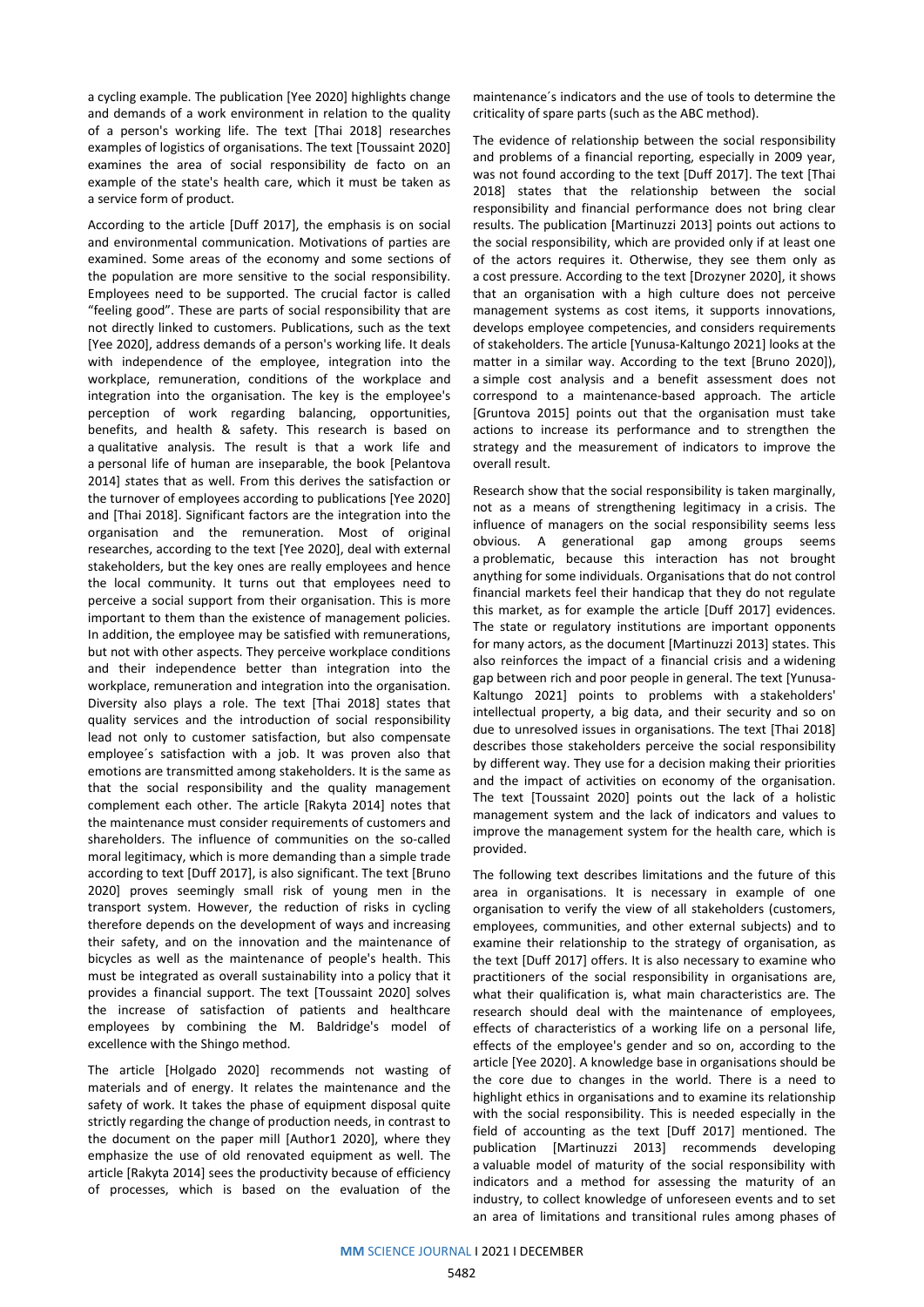a cycling example. The publication [Yee 2020] highlights change and demands of a work environment in relation to the quality of a person's working life. The text [Thai 2018] researches examples of logistics of organisations. The text [Toussaint 2020] examines the area of social responsibility de facto on an example of the state's health care, which it must be taken as a service form of product.

According to the article [Duff 2017], the emphasis is on social and environmental communication. Motivations of parties are examined. Some areas of the economy and some sections of the population are more sensitive to the social responsibility. Employees need to be supported. The crucial factor is called "feeling good". These are parts of social responsibility that are not directly linked to customers. Publications, such as the text [Yee 2020], address demands of a person's working life. It deals with independence of the employee, integration into the workplace, remuneration, conditions of the workplace and integration into the organisation. The key is the employee's perception of work regarding balancing, opportunities, benefits, and health & safety. This research is based on a qualitative analysis. The result is that a work life and a personal life of human are inseparable, the book [Pelantova 2014] states that as well. From this derives the satisfaction or the turnover of employees according to publications [Yee 2020] and [Thai 2018]. Significant factors are the integration into the organisation and the remuneration. Most of original researches, according to the text [Yee 2020], deal with external stakeholders, but the key ones are really employees and hence the local community. It turns out that employees need to perceive a social support from their organisation. This is more important to them than the existence of management policies. In addition, the employee may be satisfied with remunerations, but not with other aspects. They perceive workplace conditions and their independence better than integration into the workplace, remuneration and integration into the organisation. Diversity also plays a role. The text [Thai 2018] states that quality services and the introduction of social responsibility lead not only to customer satisfaction, but also compensate employee´s satisfaction with a job. It was proven also that emotions are transmitted among stakeholders. It is the same as that the social responsibility and the quality management complement each other. The article [Rakyta 2014] notes that the maintenance must consider requirements of customers and shareholders. The influence of communities on the so-called moral legitimacy, which is more demanding than a simple trade according to text [Duff 2017], is also significant. The text [Bruno 2020] proves seemingly small risk of young men in the transport system. However, the reduction of risks in cycling therefore depends on the development of ways and increasing their safety, and on the innovation and the maintenance of bicycles as well as the maintenance of people's health. This must be integrated as overall sustainability into a policy that it provides a financial support. The text [Toussaint 2020] solves the increase of satisfaction of patients and healthcare employees by combining the M. Baldridge's model of excellence with the Shingo method.

The article [Holgado 2020] recommends not wasting of materials and of energy. It relates the maintenance and the safety of work. It takes the phase of equipment disposal quite strictly regarding the change of production needs, in contrast to the document on the paper mill [Author1 2020], where they emphasize the use of old renovated equipment as well. The article [Rakyta 2014] sees the productivity because of efficiency of processes, which is based on the evaluation of the maintenance´s indicators and the use of tools to determine the criticality of spare parts (such as the ABC method).

The evidence of relationship between the social responsibility and problems of a financial reporting, especially in 2009 year, was not found according to the text [Duff 2017]. The text [Thai 2018] states that the relationship between the social responsibility and financial performance does not bring clear results. The publication [Martinuzzi 2013] points out actions to the social responsibility, which are provided only if at least one of the actors requires it. Otherwise, they see them only as a cost pressure. According to the text [Drozyner 2020], it shows that an organisation with a high culture does not perceive management systems as cost items, it supports innovations, develops employee competencies, and considers requirements of stakeholders. The article [Yunusa-Kaltungo 2021] looks at the matter in a similar way. According to the text [Bruno 2020]), a simple cost analysis and a benefit assessment does not correspond to a maintenance-based approach. The article [Gruntova 2015] points out that the organisation must take actions to increase its performance and to strengthen the strategy and the measurement of indicators to improve the overall result.

Research show that the social responsibility is taken marginally, not as a means of strengthening legitimacy in a crisis. The influence of managers on the social responsibility seems less obvious. A generational gap among groups seems a problematic, because this interaction has not brought anything for some individuals. Organisations that do not control financial markets feel their handicap that they do not regulate this market, as for example the article [Duff 2017] evidences. The state or regulatory institutions are important opponents for many actors, as the document [Martinuzzi 2013] states. This also reinforces the impact of a financial crisis and a widening gap between rich and poor people in general. The text [Yunusa-Kaltungo 2021] points to problems with a stakeholders' intellectual property, a big data, and their security and so on due to unresolved issues in organisations. The text [Thai 2018] describes those stakeholders perceive the social responsibility by different way. They use for a decision making their priorities and the impact of activities on economy of the organisation. The text [Toussaint 2020] points out the lack of a holistic management system and the lack of indicators and values to improve the management system for the health care, which is provided.

The following text describes limitations and the future of this area in organisations. It is necessary in example of one organisation to verify the view of all stakeholders (customers, employees, communities, and other external subjects) and to examine their relationship to the strategy of organisation, as the text [Duff 2017] offers. It is also necessary to examine who practitioners of the social responsibility in organisations are, what their qualification is, what main characteristics are. The research should deal with the maintenance of employees, effects of characteristics of a working life on a personal life, effects of the employee's gender and so on, according to the article [Yee 2020]. A knowledge base in organisations should be the core due to changes in the world. There is a need to highlight ethics in organisations and to examine its relationship with the social responsibility. This is needed especially in the field of accounting as the text [Duff 2017] mentioned. The publication [Martinuzzi 2013] recommends developing a valuable model of maturity of the social responsibility with indicators and a method for assessing the maturity of an industry, to collect knowledge of unforeseen events and to set an area of limitations and transitional rules among phases of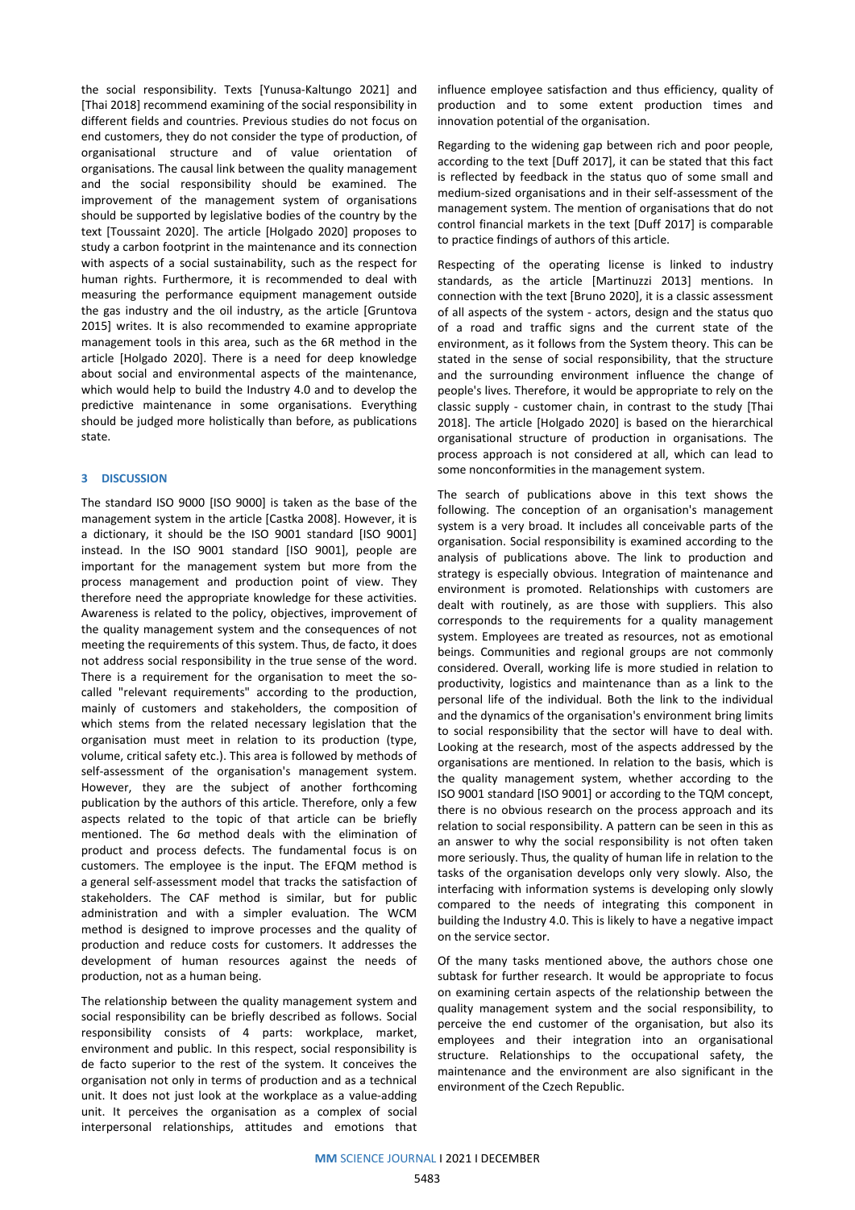the social responsibility. Texts [Yunusa-Kaltungo 2021] and [Thai 2018] recommend examining of the social responsibility in different fields and countries. Previous studies do not focus on end customers, they do not consider the type of production, of organisational structure and of value orientation of organisations. The causal link between the quality management and the social responsibility should be examined. The improvement of the management system of organisations should be supported by legislative bodies of the country by the text [Toussaint 2020]. The article [Holgado 2020] proposes to study a carbon footprint in the maintenance and its connection with aspects of a social sustainability, such as the respect for human rights. Furthermore, it is recommended to deal with measuring the performance equipment management outside the gas industry and the oil industry, as the article [Gruntova 2015] writes. It is also recommended to examine appropriate management tools in this area, such as the 6R method in the article [Holgado 2020]. There is a need for deep knowledge about social and environmental aspects of the maintenance, which would help to build the Industry 4.0 and to develop the predictive maintenance in some organisations. Everything should be judged more holistically than before, as publications state.

## 3 DISCUSSION

The standard ISO 9000 [ISO 9000] is taken as the base of the management system in the article [Castka 2008]. However, it is a dictionary, it should be the ISO 9001 standard [ISO 9001] instead. In the ISO 9001 standard [ISO 9001], people are important for the management system but more from the process management and production point of view. They therefore need the appropriate knowledge for these activities. Awareness is related to the policy, objectives, improvement of the quality management system and the consequences of not meeting the requirements of this system. Thus, de facto, it does not address social responsibility in the true sense of the word. There is a requirement for the organisation to meet the so-called "relevant requirements" according to the production, mainly of customers and stakeholders, the composition of which stems from the related necessary legislation that the organisation must meet in relation to its production (type, volume, critical safety etc.). This area is followed by methods of self-assessment of the organisation's management system. However, they are the subject of another forthcoming publication by the authors of this article. Therefore, only a few aspects related to the topic of that article can be briefly mentioned. The 6σ method deals with the elimination of product and process defects. The fundamental focus is on customers. The employee is the input. The EFQM method is a general self-assessment model that tracks the satisfaction of stakeholders. The CAF method is similar, but for public administration and with a simpler evaluation. The WCM method is designed to improve processes and the quality of production and reduce costs for customers. It addresses the development of human resources against the needs of production, not as a human being.

The relationship between the quality management system and social responsibility can be briefly described as follows. Social responsibility consists of 4 parts: workplace, market, environment and public. In this respect, social responsibility is de facto superior to the rest of the system. It conceives the organisation not only in terms of production and as a technical unit. It does not just look at the workplace as a value-adding unit. It perceives the organisation as a complex of social interpersonal relationships, attitudes and emotions that influence employee satisfaction and thus efficiency, quality of production and to some extent production times and innovation potential of the organisation.

Regarding to the widening gap between rich and poor people, according to the text [Duff 2017], it can be stated that this fact is reflected by feedback in the status quo of some small and medium-sized organisations and in their self-assessment of the management system. The mention of organisations that do not control financial markets in the text [Duff 2017] is comparable to practice findings of authors of this article.

Respecting of the operating license is linked to industry standards, as the article [Martinuzzi 2013] mentions. In connection with the text [Bruno 2020], it is a classic assessment of all aspects of the system - actors, design and the status quo of a road and traffic signs and the current state of the environment, as it follows from the System theory. This can be stated in the sense of social responsibility, that the structure and the surrounding environment influence the change of people's lives. Therefore, it would be appropriate to rely on the classic supply - customer chain, in contrast to the study [Thai 2018]. The article [Holgado 2020] is based on the hierarchical organisational structure of production in organisations. The process approach is not considered at all, which can lead to some nonconformities in the management system.

The search of publications above in this text shows the following. The conception of an organisation's management system is a very broad. It includes all conceivable parts of the organisation. Social responsibility is examined according to the analysis of publications above. The link to production and strategy is especially obvious. Integration of maintenance and environment is promoted. Relationships with customers are dealt with routinely, as are those with suppliers. This also corresponds to the requirements for a quality management system. Employees are treated as resources, not as emotional beings. Communities and regional groups are not commonly considered. Overall, working life is more studied in relation to productivity, logistics and maintenance than as a link to the personal life of the individual. Both the link to the individual and the dynamics of the organisation's environment bring limits to social responsibility that the sector will have to deal with. Looking at the research, most of the aspects addressed by the organisations are mentioned. In relation to the basis, which is the quality management system, whether according to the ISO 9001 standard [ISO 9001] or according to the TQM concept, there is no obvious research on the process approach and its relation to social responsibility. A pattern can be seen in this as an answer to why the social responsibility is not often taken more seriously. Thus, the quality of human life in relation to the tasks of the organisation develops only very slowly. Also, the interfacing with information systems is developing only slowly compared to the needs of integrating this component in building the Industry 4.0. This is likely to have a negative impact on the service sector.

Of the many tasks mentioned above, the authors chose one subtask for further research. It would be appropriate to focus on examining certain aspects of the relationship between the quality management system and the social responsibility, to perceive the end customer of the organisation, but also its employees and their integration into an organisational structure. Relationships to the occupational safety, the maintenance and the environment are also significant in the environment of the Czech Republic.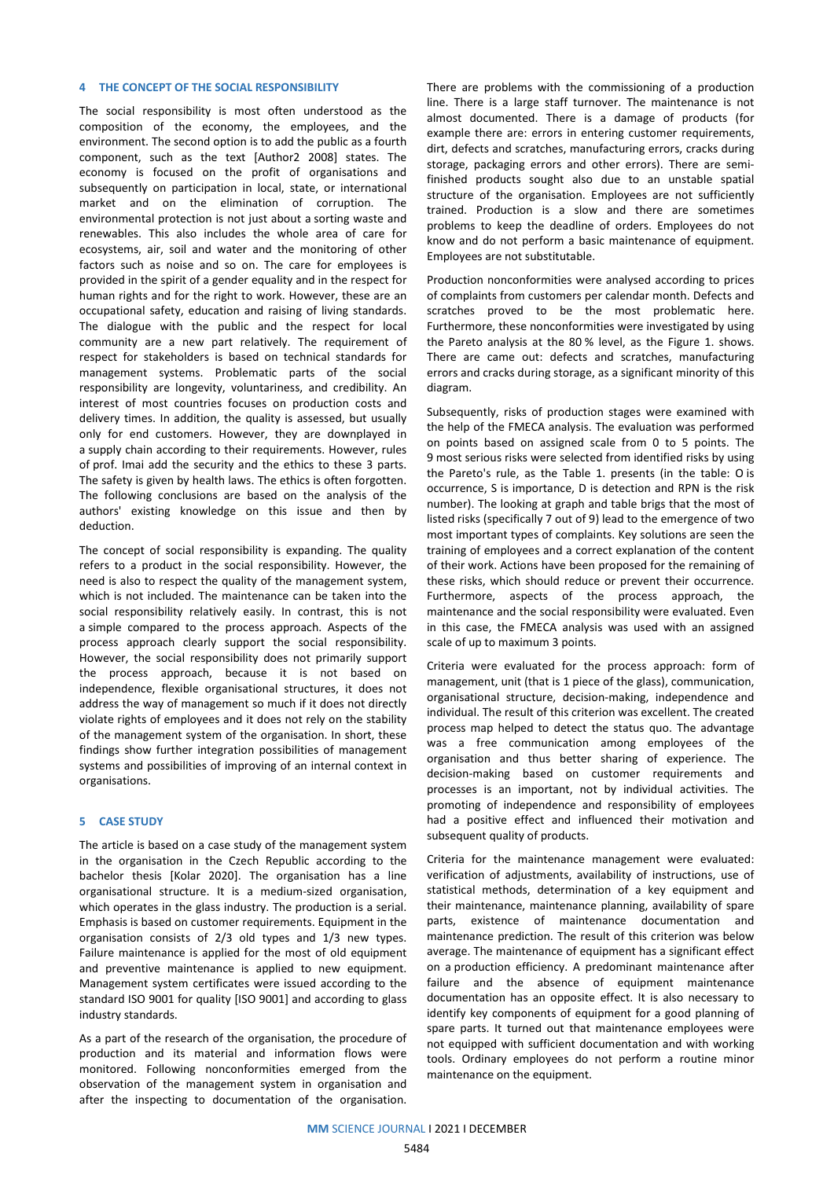## 4 THE CONCEPT OF THE SOCIAL RESPONSIBILITY

The social responsibility is most often understood as the composition of the economy, the employees, and the environment. The second option is to add the public as a fourth component, such as the text [Author2 2008] states. The economy is focused on the profit of organisations and subsequently on participation in local, state, or international market and on the elimination of corruption. The environmental protection is not just about a sorting waste and renewables. This also includes the whole area of care for ecosystems, air, soil and water and the monitoring of other factors such as noise and so on. The care for employees is provided in the spirit of a gender equality and in the respect for human rights and for the right to work. However, these are an occupational safety, education and raising of living standards. The dialogue with the public and the respect for local community are a new part relatively. The requirement of respect for stakeholders is based on technical standards for management systems. Problematic parts of the social responsibility are longevity, voluntariness, and credibility. An interest of most countries focuses on production costs and delivery times. In addition, the quality is assessed, but usually only for end customers. However, they are downplayed in a supply chain according to their requirements. However, rules of prof. Imai add the security and the ethics to these 3 parts. The safety is given by health laws. The ethics is often forgotten. The following conclusions are based on the analysis of the authors' existing knowledge on this issue and then by deduction.

The concept of social responsibility is expanding. The quality refers to a product in the social responsibility. However, the need is also to respect the quality of the management system, which is not included. The maintenance can be taken into the social responsibility relatively easily. In contrast, this is not a simple compared to the process approach. Aspects of the process approach clearly support the social responsibility. However, the social responsibility does not primarily support the process approach, because it is not based on independence, flexible organisational structures, it does not address the way of management so much if it does not directly violate rights of employees and it does not rely on the stability of the management system of the organisation. In short, these findings show further integration possibilities of management systems and possibilities of improving of an internal context in organisations.

## 5 CASE STUDY

The article is based on a case study of the management system in the organisation in the Czech Republic according to the bachelor thesis [Kolar 2020]. The organisation has a line organisational structure. It is a medium-sized organisation, which operates in the glass industry. The production is a serial. Emphasis is based on customer requirements. Equipment in the organisation consists of 2/3 old types and 1/3 new types. Failure maintenance is applied for the most of old equipment and preventive maintenance is applied to new equipment. Management system certificates were issued according to the standard ISO 9001 for quality [ISO 9001] and according to glass industry standards.

As a part of the research of the organisation, the procedure of production and its material and information flows were monitored. Following nonconformities emerged from the observation of the management system in organisation and after the inspecting to documentation of the organisation. There are problems with the commissioning of a production line. There is a large staff turnover. The maintenance is not almost documented. There is a damage of products (for example there are: errors in entering customer requirements, dirt, defects and scratches, manufacturing errors, cracks during storage, packaging errors and other errors). There are semi-finished products sought also due to an unstable spatial structure of the organisation. Employees are not sufficiently trained. Production is a slow and there are sometimes problems to keep the deadline of orders. Employees do not know and do not perform a basic maintenance of equipment. Employees are not substitutable.

Production nonconformities were analysed according to prices of complaints from customers per calendar month. Defects and scratches proved to be the most problematic here. Furthermore, these nonconformities were investigated by using the Pareto analysis at the 80 % level, as the Figure 1. shows. There are came out: defects and scratches, manufacturing errors and cracks during storage, as a significant minority of this diagram.

Subsequently, risks of production stages were examined with the help of the FMECA analysis. The evaluation was performed on points based on assigned scale from 0 to 5 points. The 9 most serious risks were selected from identified risks by using the Pareto's rule, as the Table 1. presents (in the table: O is occurrence, S is importance, D is detection and RPN is the risk number). The looking at graph and table brigs that the most of listed risks (specifically 7 out of 9) lead to the emergence of two most important types of complaints. Key solutions are seen the training of employees and a correct explanation of the content of their work. Actions have been proposed for the remaining of these risks, which should reduce or prevent their occurrence. Furthermore, aspects of the process approach, the maintenance and the social responsibility were evaluated. Even in this case, the FMECA analysis was used with an assigned scale of up to maximum 3 points.

Criteria were evaluated for the process approach: form of management, unit (that is 1 piece of the glass), communication, organisational structure, decision-making, independence and individual. The result of this criterion was excellent. The created process map helped to detect the status quo. The advantage was a free communication among employees of the organisation and thus better sharing of experience. The decision-making based on customer requirements and processes is an important, not by individual activities. The promoting of independence and responsibility of employees had a positive effect and influenced their motivation and subsequent quality of products.

Criteria for the maintenance management were evaluated: verification of adjustments, availability of instructions, use of statistical methods, determination of a key equipment and their maintenance, maintenance planning, availability of spare parts, existence of maintenance documentation and maintenance prediction. The result of this criterion was below average. The maintenance of equipment has a significant effect on a production efficiency. A predominant maintenance after failure and the absence of equipment maintenance documentation has an opposite effect. It is also necessary to identify key components of equipment for a good planning of spare parts. It turned out that maintenance employees were not equipped with sufficient documentation and with working tools. Ordinary employees do not perform a routine minor maintenance on the equipment.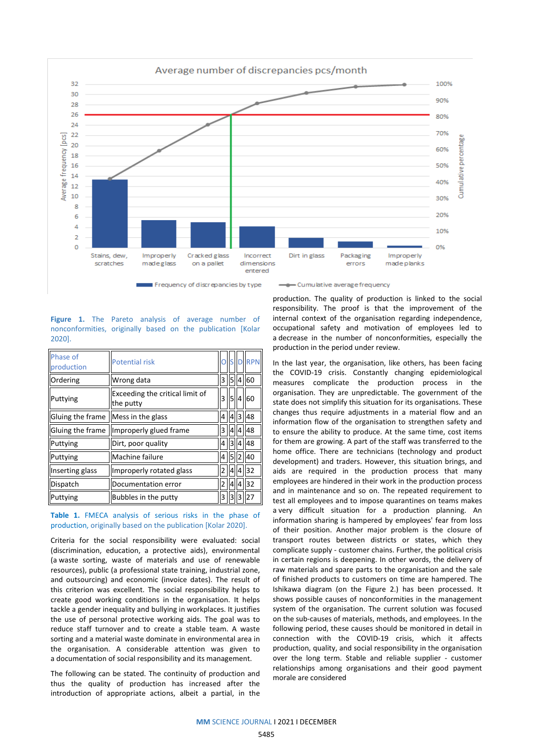Figure 1. The Pareto analysis of average number of nonconformities, originally based on the publication [Kolar 2020].

| Phase of production | Potential risk | O | S | D | RPN |
|---|---|---|---|---|---|
| Ordering | Wrong data | 3 | 5 | 4 | 60 |
| Puttying | Exceeding the critical limit of the putty | 3 | 5 | 4 | 60 |
| Gluing the frame | Mess in the glass | 4 | 4 | 3 | 48 |
| Gluing the frame | Improperly glued frame | 3 | 4 | 4 | 48 |
| Puttying | Dirt, poor quality | 4 | 3 | 4 | 48 |
| Puttying | Machine failure | 4 | 5 | 2 | 40 |
| Inserting glass | Improperly rotated glass | 2 | 4 | 4 | 32 |
| Dispatch | Documentation error | 2 | 4 | 4 | 32 |
| Puttying | Bubbles in the putty | 3 | 3 | 3 | 27 |

Table 1. FMECA analysis of serious risks in the phase of production, originally based on the publication [Kolar 2020].

Criteria for the social responsibility were evaluated: social (discrimination, education, a protective aids), environmental (a waste sorting, waste of materials and use of renewable resources), public (a professional state training, industrial zone, and outsourcing) and economic (invoice dates). The result of this criterion was excellent. The social responsibility helps to create good working conditions in the organisation. It helps tackle a gender inequality and bullying in workplaces. It justifies the use of personal protective working aids. The goal was to reduce staff turnover and to create a stable team. A waste sorting and a material waste dominate in environmental area in the organisation. A considerable attention was given to a documentation of social responsibility and its management.

The following can be stated. The continuity of production and thus the quality of production has increased after the introduction of appropriate actions, albeit a partial, in the production. The quality of production is linked to the social responsibility. The proof is that the improvement of the internal context of the organisation regarding independence, occupational safety and motivation of employees led to a decrease in the number of nonconformities, especially the production in the period under review.

In the last year, the organisation, like others, has been facing the COVID-19 crisis. Constantly changing epidemiological measures complicate the production process in the organisation. They are unpredictable. The government of the state does not simplify this situation for its organisations. These changes thus require adjustments in a material flow and an information flow of the organisation to strengthen safety and to ensure the ability to produce. At the same time, cost items for them are growing. A part of the staff was transferred to the home office. There are technicians (technology and product development) and traders. However, this situation brings, and aids are required in the production process that many employees are hindered in their work in the production process and in maintenance and so on. The repeated requirement to test all employees and to impose quarantines on teams makes a very difficult situation for a production planning. An information sharing is hampered by employees' fear from loss of their position. Another major problem is the closure of transport routes between districts or states, which they complicate supply - customer chains. Further, the political crisis in certain regions is deepening. In other words, the delivery of raw materials and spare parts to the organisation and the sale of finished products to customers on time are hampered. The Ishikawa diagram (on the Figure 2.) has been processed. It shows possible causes of nonconformities in the management system of the organisation. The current solution was focused on the sub-causes of materials, methods, and employees. In the following period, these causes should be monitored in detail in connection with the COVID-19 crisis, which it affects production, quality, and social responsibility in the organisation over the long term. Stable and reliable supplier - customer relationships among organisations and their good payment morale are considered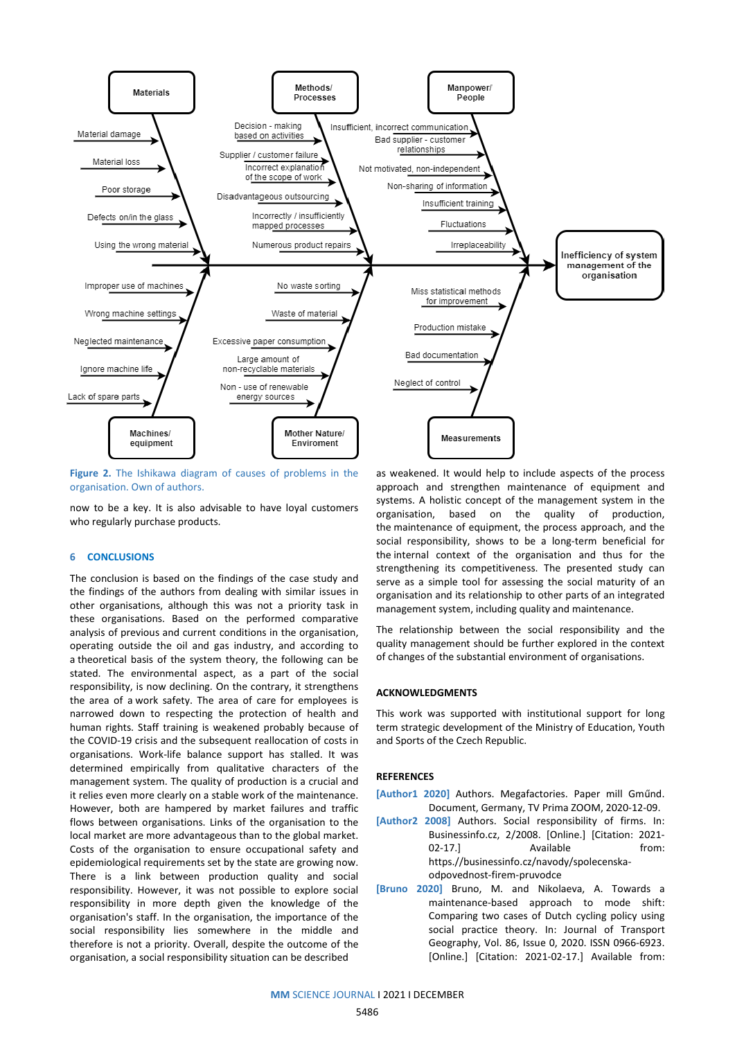Figure 2. The Ishikawa diagram of causes of problems in the organisation. Own of authors.

now to be a key. It is also advisable to have loyal customers who regularly purchase products.

## 6 CONCLUSIONS

The conclusion is based on the findings of the case study and the findings of the authors from dealing with similar issues in other organisations, although this was not a priority task in these organisations. Based on the performed comparative analysis of previous and current conditions in the organisation, operating outside the oil and gas industry, and according to a theoretical basis of the system theory, the following can be stated. The environmental aspect, as a part of the social responsibility, is now declining. On the contrary, it strengthens the area of a work safety. The area of care for employees is narrowed down to respecting the protection of health and human rights. Staff training is weakened probably because of the COVID-19 crisis and the subsequent reallocation of costs in organisations. Work-life balance support has stalled. It was determined empirically from qualitative characters of the management system. The quality of production is a crucial and it relies even more clearly on a stable work of the maintenance. However, both are hampered by market failures and traffic flows between organisations. Links of the organisation to the local market are more advantageous than to the global market. Costs of the organisation to ensure occupational safety and epidemiological requirements set by the state are growing now. There is a link between production quality and social responsibility. However, it was not possible to explore social responsibility in more depth given the knowledge of the organisation's staff. In the organisation, the importance of the social responsibility lies somewhere in the middle and therefore is not a priority. Overall, despite the outcome of the organisation, a social responsibility situation can be described as weakened. It would help to include aspects of the process approach and strengthen maintenance of equipment and systems. A holistic concept of the management system in the organisation, based on the quality of production, the maintenance of equipment, the process approach, and the social responsibility, shows to be a long-term beneficial for the internal context of the organisation and thus for the strengthening its competitiveness. The presented study can serve as a simple tool for assessing the social maturity of an organisation and its relationship to other parts of an integrated management system, including quality and maintenance.

The relationship between the social responsibility and the quality management should be further explored in the context of changes of the substantial environment of organisations.

## ACKNOWLEDGMENTS

This work was supported with institutional support for long term strategic development of the Ministry of Education, Youth and Sports of the Czech Republic.

## REFERENCES

[Author1 2020] Authors. Megafactories. Paper mill Gműnd. Document, Germany, TV Prima ZOOM, 2020-12-09.

[Author2 2008] Authors. Social responsibility of firms. In: Businessinfo.cz, 2/2008. [Online.] [Citation: 2021-02-17.] Available from: https.//businessinfo.cz/navody/spolecenska-odpovednost-firem-pruvodce

[Bruno 2020] Bruno, M. and Nikolaeva, A. Towards a maintenance-based approach to mode shift: Comparing two cases of Dutch cycling policy using social practice theory. In: Journal of Transport Geography, Vol. 86, Issue 0, 2020. ISSN 0966-6923. [Online.] [Citation: 2021-02-17.] Available from: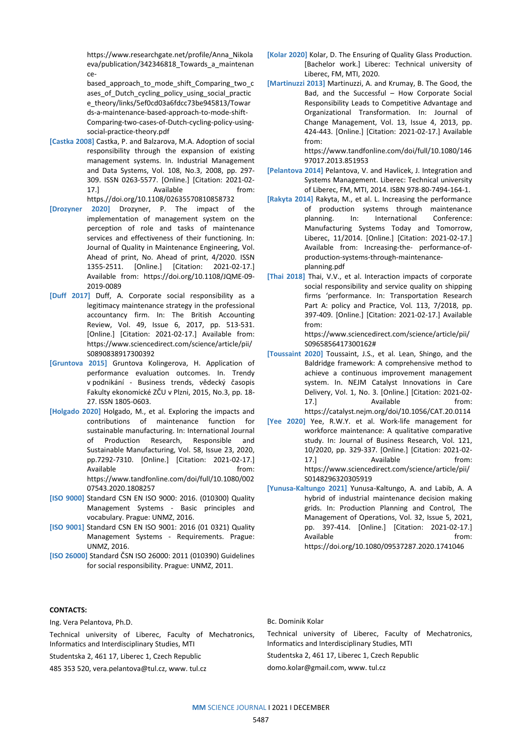https://www.researchgate.net/profile/Anna_Nikolaeva/publication/342346818_Towards_a_maintenance-based_approach_to_mode_shift_Comparing_two_cases_of_Dutch_cycling_policy_using_social_practice_theory/links/5ef0cd03a6fdcc73be945813/Towards-a-maintenance-based-approach-to-mode-shift-Comparing-two-cases-of-Dutch-cycling-policy-using-social-practice-theory.pdf

[Castka 2008] Castka, P. and Balzarova, M.A. Adoption of social responsibility through the expansion of existing management systems. In. Industrial Management and Data Systems, Vol. 108, No.3, 2008, pp. 297-309. ISSN 0263-5577. [Online.] [Citation: 2021-02-17.] Available from: https://doi.org/10.1108/02635570810858732

[Drozyner 2020] Drozyner, P. The impact of the implementation of management system on the perception of role and tasks of maintenance services and effectiveness of their functioning. In: Journal of Quality in Maintenance Engineering, Vol. Ahead of print, No. Ahead of print, 4/2020. ISSN 1355-2511. [Online.] [Citation: 2021-02-17.] Available from: https://doi.org/10.1108/JQME-09-2019-0089

[Duff 2017] Duff, A. Corporate social responsibility as a legitimacy maintenance strategy in the professional accountancy firm. In: The British Accounting Review, Vol. 49, Issue 6, 2017, pp. 513-531. [Online.] [Citation: 2021-02-17.] Available from: https://www.sciencedirect.com/science/article/pii/S0890838917300392

[Gruntova 2015] Gruntova Kolingerova, H. Application of performance evaluation outcomes. In. Trendy v podnikání - Business trends, vědecký časopis Fakulty ekonomické ZČU v Plzni, 2015, No.3, pp. 18-27. ISSN 1805-0603.

[Holgado 2020] Holgado, M., et al. Exploring the impacts and contributions of maintenance function for sustainable manufacturing. In: International Journal of Production Research, Responsible and Sustainable Manufacturing, Vol. 58, Issue 23, 2020, pp.7292-7310. [Online.] [Citation: 2021-02-17.] Available from: https://www.tandfonline.com/doi/full/10.1080/00207543.2020.1808257

[ISO 9000] Standard CSN EN ISO 9000: 2016. (010300) Quality Management Systems - Basic principles and vocabulary. Prague: UNMZ, 2016.

[ISO 9001] Standard CSN EN ISO 9001: 2016 (01 0321) Quality Management Systems - Requirements. Prague: UNMZ, 2016.

[ISO 26000] Standard ČSN ISO 26000: 2011 (010390) Guidelines for social responsibility. Prague: UNMZ, 2011.

[Kolar 2020] Kolar, D. The Ensuring of Quality Glass Production. [Bachelor work.] Liberec: Technical university of Liberec, FM, MTI, 2020.

[Martinuzzi 2013] Martinuzzi, A. and Krumay, B. The Good, the Bad, and the Successful – How Corporate Social Responsibility Leads to Competitive Advantage and Organizational Transformation. In: Journal of Change Management, Vol. 13, Issue 4, 2013, pp. 424-443. [Online.] [Citation: 2021-02-17.] Available from: https://www.tandfonline.com/doi/full/10.1080/14697017.2013.851953

[Pelantova 2014] Pelantova, V. and Havlicek, J. Integration and Systems Management. Liberec: Technical university of Liberec, FM, MTI, 2014. ISBN 978-80-7494-164-1.

[Rakyta 2014] Rakyta, M., et al. L. Increasing the performance of production systems through maintenance planning. In: International Conference: Manufacturing Systems Today and Tomorrow, Liberec, 11/2014. [Online.] [Citation: 2021-02-17.] Available from: Increasing-the- performance-of-production-systems-through-maintenance-planning.pdf

[Thai 2018] Thai, V.V., et al. Interaction impacts of corporate social responsibility and service quality on shipping firms 'performance. In: Transportation Research Part A: policy and Practice, Vol. 113, 7/2018, pp. 397-409. [Online.] [Citation: 2021-02-17.] Available from: https://www.sciencedirect.com/science/article/pii/S0965856417300162#

[Toussaint 2020] Toussaint, J.S., et al. Lean, Shingo, and the Baldridge framework: A comprehensive method to achieve a continuous improvement management system. In. NEJM Catalyst Innovations in Care Delivery, Vol. 1, No. 3. [Online.] [Citation: 2021-02-17.] Available from: https://catalyst.nejm.org/doi/10.1056/CAT.20.0114

[Yee 2020] Yee, R.W.Y. et al. Work-life management for workforce maintenance: A qualitative comparative study. In: Journal of Business Research, Vol. 121, 10/2020, pp. 329-337. [Online.] [Citation: 2021-02-17.] Available from: https://www.sciencedirect.com/science/article/pii/S0148296320305919

[Yunusa-Kaltungo 2021] Yunusa-Kaltungo, A. and Labib, A. A hybrid of industrial maintenance decision making grids. In: Production Planning and Control, The Management of Operations, Vol. 32, Issue 5, 2021, pp. 397-414. [Online.] [Citation: 2021-02-17.] Available from: https://doi.org/10.1080/09537287.2020.1741046

**CONTACTS:**

Ing. Vera Pelantova, Ph.D.

Technical university of Liberec, Faculty of Mechatronics, Informatics and Interdisciplinary Studies, MTI

Studentska 2, 461 17, Liberec 1, Czech Republic

485 353 520, vera.pelantova@tul.cz, www. tul.cz

Bc. Dominik Kolar

Technical university of Liberec, Faculty of Mechatronics, Informatics and Interdisciplinary Studies, MTI

Studentska 2, 461 17, Liberec 1, Czech Republic

domo.kolar@gmail.com, www. tul.cz